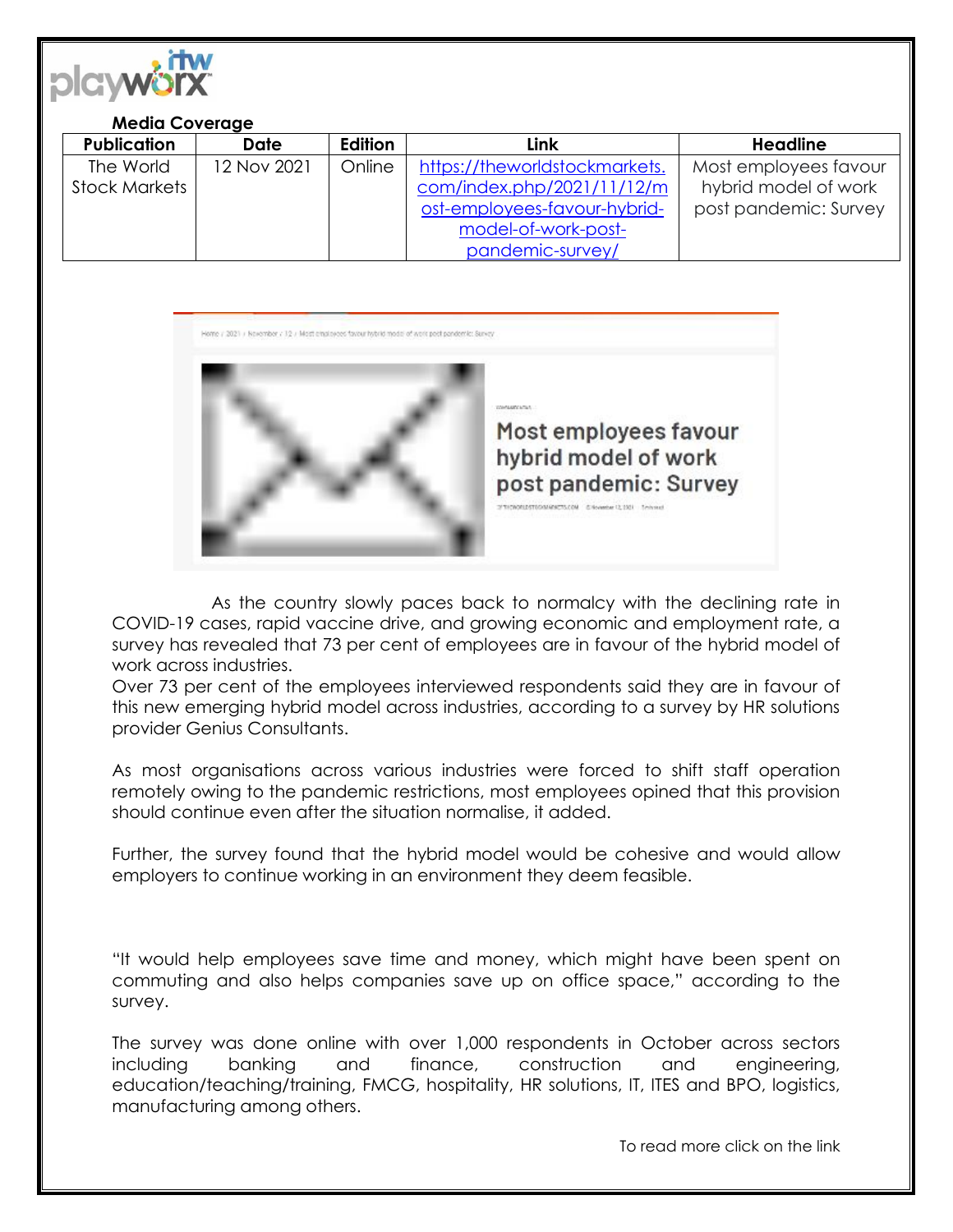**Media Coverage**

| Publication | Date | Edition | Link | Headline |
|---|---|---|---|---|
| The World Stock Markets | 12 Nov 2021 | Online | https://theworldstockmarkets.com/index.php/2021/11/12/most-employees-favour-hybrid-model-of-work-post-pandemic-survey/ | Most employees favour hybrid model of work post pandemic: Survey |

Home / 2021 / November / 12 / Most employees favour hybrid model of work post pandemic: Survey

## Most employees favour hybrid model of work post pandemic: Survey

As the country slowly paces back to normalcy with the declining rate in COVID-19 cases, rapid vaccine drive, and growing economic and employment rate, a survey has revealed that 73 per cent of employees are in favour of the hybrid model of work across industries.

Over 73 per cent of the employees interviewed respondents said they are in favour of this new emerging hybrid model across industries, according to a survey by HR solutions provider Genius Consultants.

As most organisations across various industries were forced to shift staff operation remotely owing to the pandemic restrictions, most employees opined that this provision should continue even after the situation normalise, it added.

Further, the survey found that the hybrid model would be cohesive and would allow employers to continue working in an environment they deem feasible.

"It would help employees save time and money, which might have been spent on commuting and also helps companies save up on office space," according to the survey.

The survey was done online with over 1,000 respondents in October across sectors including banking and finance, construction and engineering, education/teaching/training, FMCG, hospitality, HR solutions, IT, ITES and BPO, logistics, manufacturing among others.

To read more click on the link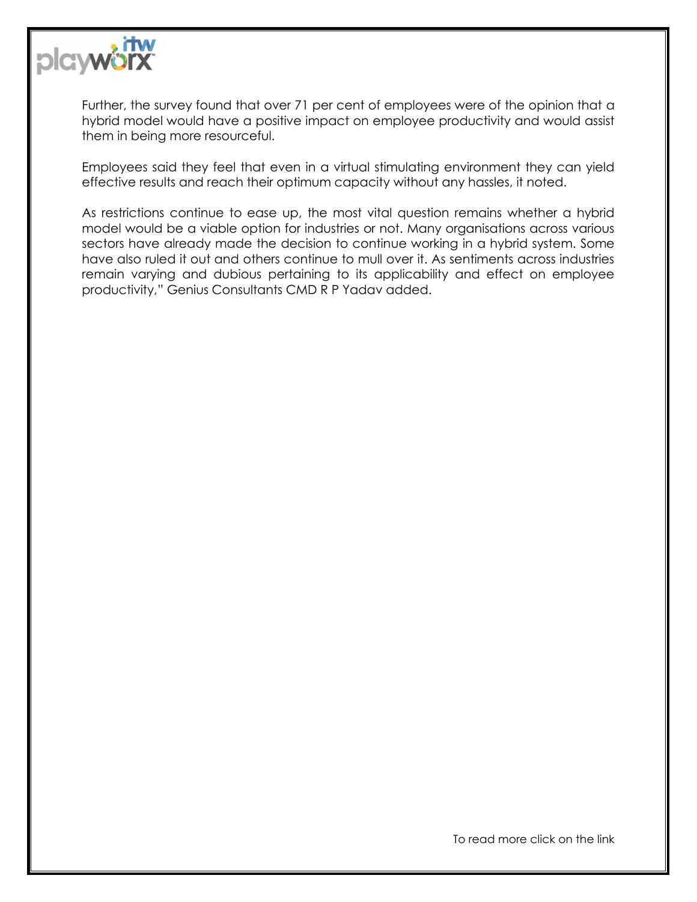Further, the survey found that over 71 per cent of employees were of the opinion that a hybrid model would have a positive impact on employee productivity and would assist them in being more resourceful.

Employees said they feel that even in a virtual stimulating environment they can yield effective results and reach their optimum capacity without any hassles, it noted.

As restrictions continue to ease up, the most vital question remains whether a hybrid model would be a viable option for industries or not. Many organisations across various sectors have already made the decision to continue working in a hybrid system. Some have also ruled it out and others continue to mull over it. As sentiments across industries remain varying and dubious pertaining to its applicability and effect on employee productivity," Genius Consultants CMD R P Yadav added.

To read more click on the link